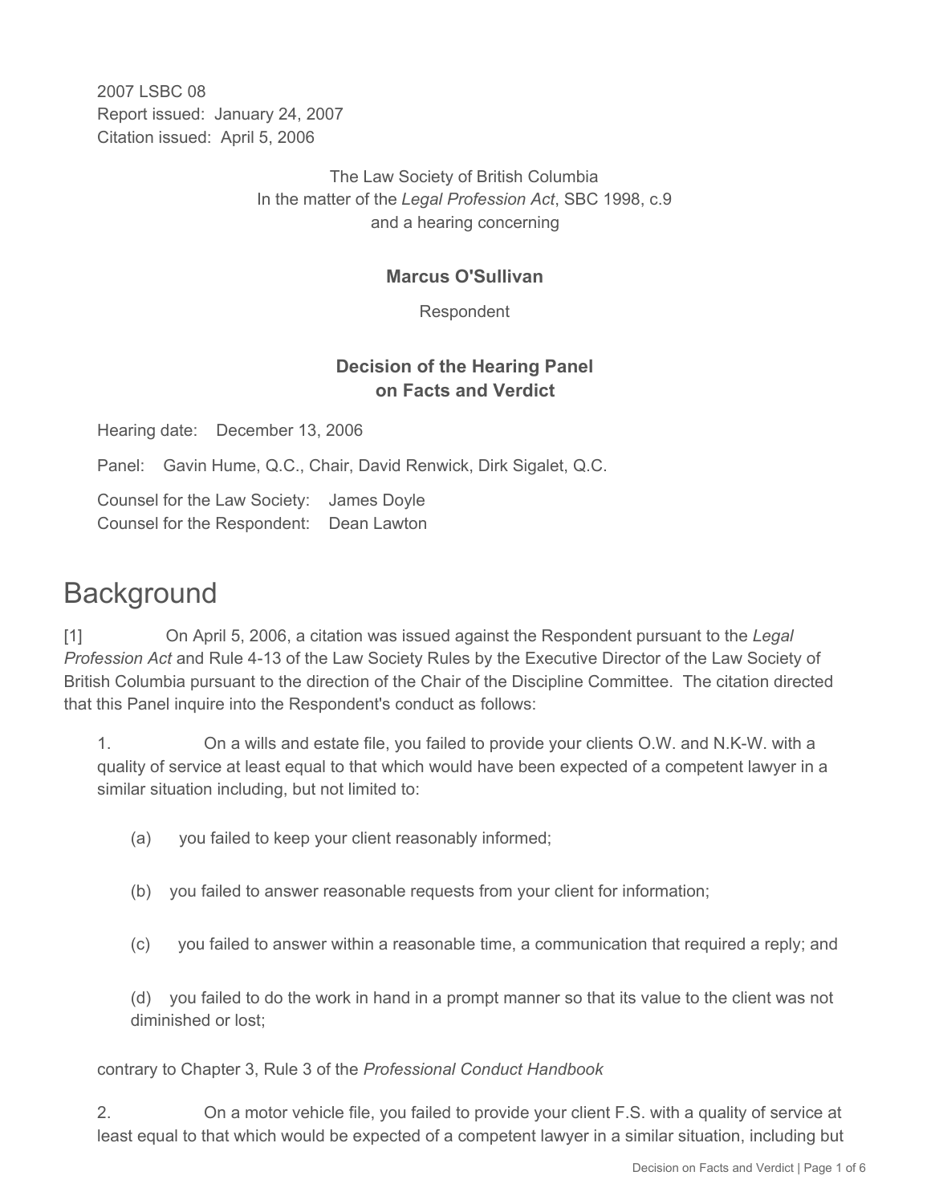2007 LSBC 08
Report issued: January 24, 2007
Citation issued: April 5, 2006

The Law Society of British Columbia
In the matter of the *Legal Profession Act*, SBC 1998, c.9
and a hearing concerning

**Marcus O'Sullivan**

Respondent

**Decision of the Hearing Panel
on Facts and Verdict**

Hearing date: December 13, 2006

Panel: Gavin Hume, Q.C., Chair, David Renwick, Dirk Sigalet, Q.C.

Counsel for the Law Society: James Doyle
Counsel for the Respondent: Dean Lawton

# Background

[1] On April 5, 2006, a citation was issued against the Respondent pursuant to the *Legal Profession Act* and Rule 4-13 of the Law Society Rules by the Executive Director of the Law Society of British Columbia pursuant to the direction of the Chair of the Discipline Committee. The citation directed that this Panel inquire into the Respondent's conduct as follows:

> 1. On a wills and estate file, you failed to provide your clients O.W. and N.K-W. with a quality of service at least equal to that which would have been expected of a competent lawyer in a similar situation including, but not limited to:
>
> (a) you failed to keep your client reasonably informed;
>
> (b) you failed to answer reasonable requests from your client for information;
>
> (c) you failed to answer within a reasonable time, a communication that required a reply; and
>
> (d) you failed to do the work in hand in a prompt manner so that its value to the client was not diminished or lost;
>
> contrary to Chapter 3, Rule 3 of the *Professional Conduct Handbook*
>
> 2. On a motor vehicle file, you failed to provide your client F.S. with a quality of service at least equal to that which would be expected of a competent lawyer in a similar situation, including but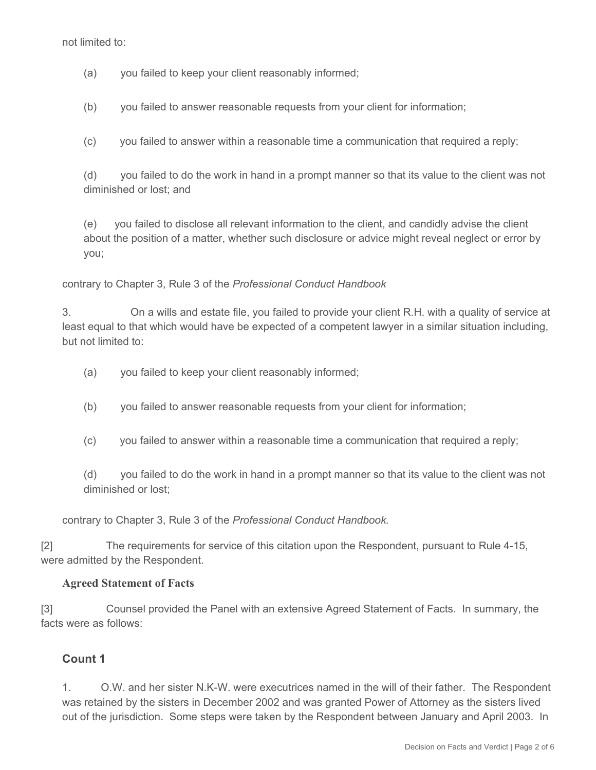not limited to:

(a) you failed to keep your client reasonably informed;

(b) you failed to answer reasonable requests from your client for information;

(c) you failed to answer within a reasonable time a communication that required a reply;

(d) you failed to do the work in hand in a prompt manner so that its value to the client was not diminished or lost; and

(e) you failed to disclose all relevant information to the client, and candidly advise the client about the position of a matter, whether such disclosure or advice might reveal neglect or error by you;

contrary to Chapter 3, Rule 3 of the *Professional Conduct Handbook*

3. On a wills and estate file, you failed to provide your client R.H. with a quality of service at least equal to that which would have be expected of a competent lawyer in a similar situation including, but not limited to:

(a) you failed to keep your client reasonably informed;

(b) you failed to answer reasonable requests from your client for information;

(c) you failed to answer within a reasonable time a communication that required a reply;

(d) you failed to do the work in hand in a prompt manner so that its value to the client was not diminished or lost;

contrary to Chapter 3, Rule 3 of the *Professional Conduct Handbook.*

[2] The requirements for service of this citation upon the Respondent, pursuant to Rule 4-15, were admitted by the Respondent.

**Agreed Statement of Facts**

[3] Counsel provided the Panel with an extensive Agreed Statement of Facts. In summary, the facts were as follows:

## Count 1

1. O.W. and her sister N.K-W. were executrices named in the will of their father. The Respondent was retained by the sisters in December 2002 and was granted Power of Attorney as the sisters lived out of the jurisdiction. Some steps were taken by the Respondent between January and April 2003. In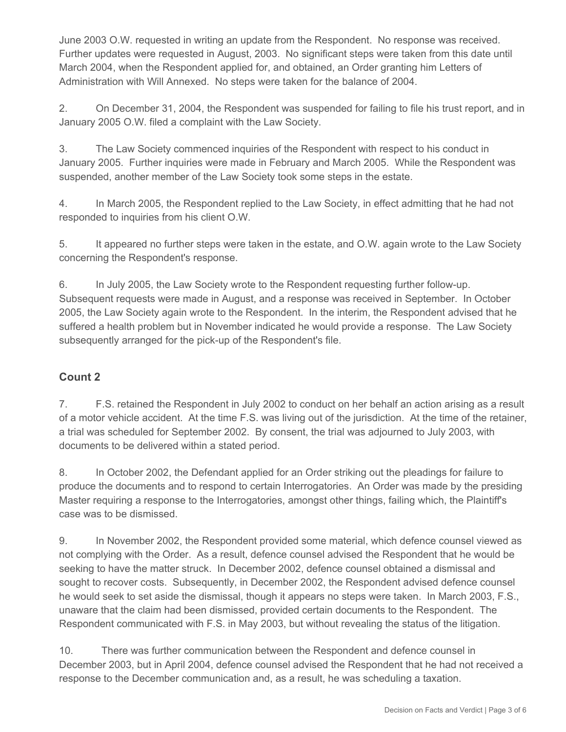June 2003 O.W. requested in writing an update from the Respondent. No response was received. Further updates were requested in August, 2003. No significant steps were taken from this date until March 2004, when the Respondent applied for, and obtained, an Order granting him Letters of Administration with Will Annexed. No steps were taken for the balance of 2004.

2. On December 31, 2004, the Respondent was suspended for failing to file his trust report, and in January 2005 O.W. filed a complaint with the Law Society.

3. The Law Society commenced inquiries of the Respondent with respect to his conduct in January 2005. Further inquiries were made in February and March 2005. While the Respondent was suspended, another member of the Law Society took some steps in the estate.

4. In March 2005, the Respondent replied to the Law Society, in effect admitting that he had not responded to inquiries from his client O.W.

5. It appeared no further steps were taken in the estate, and O.W. again wrote to the Law Society concerning the Respondent's response.

6. In July 2005, the Law Society wrote to the Respondent requesting further follow-up. Subsequent requests were made in August, and a response was received in September. In October 2005, the Law Society again wrote to the Respondent. In the interim, the Respondent advised that he suffered a health problem but in November indicated he would provide a response. The Law Society subsequently arranged for the pick-up of the Respondent's file.

## Count 2

7. F.S. retained the Respondent in July 2002 to conduct on her behalf an action arising as a result of a motor vehicle accident. At the time F.S. was living out of the jurisdiction. At the time of the retainer, a trial was scheduled for September 2002. By consent, the trial was adjourned to July 2003, with documents to be delivered within a stated period.

8. In October 2002, the Defendant applied for an Order striking out the pleadings for failure to produce the documents and to respond to certain Interrogatories. An Order was made by the presiding Master requiring a response to the Interrogatories, amongst other things, failing which, the Plaintiff's case was to be dismissed.

9. In November 2002, the Respondent provided some material, which defence counsel viewed as not complying with the Order. As a result, defence counsel advised the Respondent that he would be seeking to have the matter struck. In December 2002, defence counsel obtained a dismissal and sought to recover costs. Subsequently, in December 2002, the Respondent advised defence counsel he would seek to set aside the dismissal, though it appears no steps were taken. In March 2003, F.S., unaware that the claim had been dismissed, provided certain documents to the Respondent. The Respondent communicated with F.S. in May 2003, but without revealing the status of the litigation.

10. There was further communication between the Respondent and defence counsel in December 2003, but in April 2004, defence counsel advised the Respondent that he had not received a response to the December communication and, as a result, he was scheduling a taxation.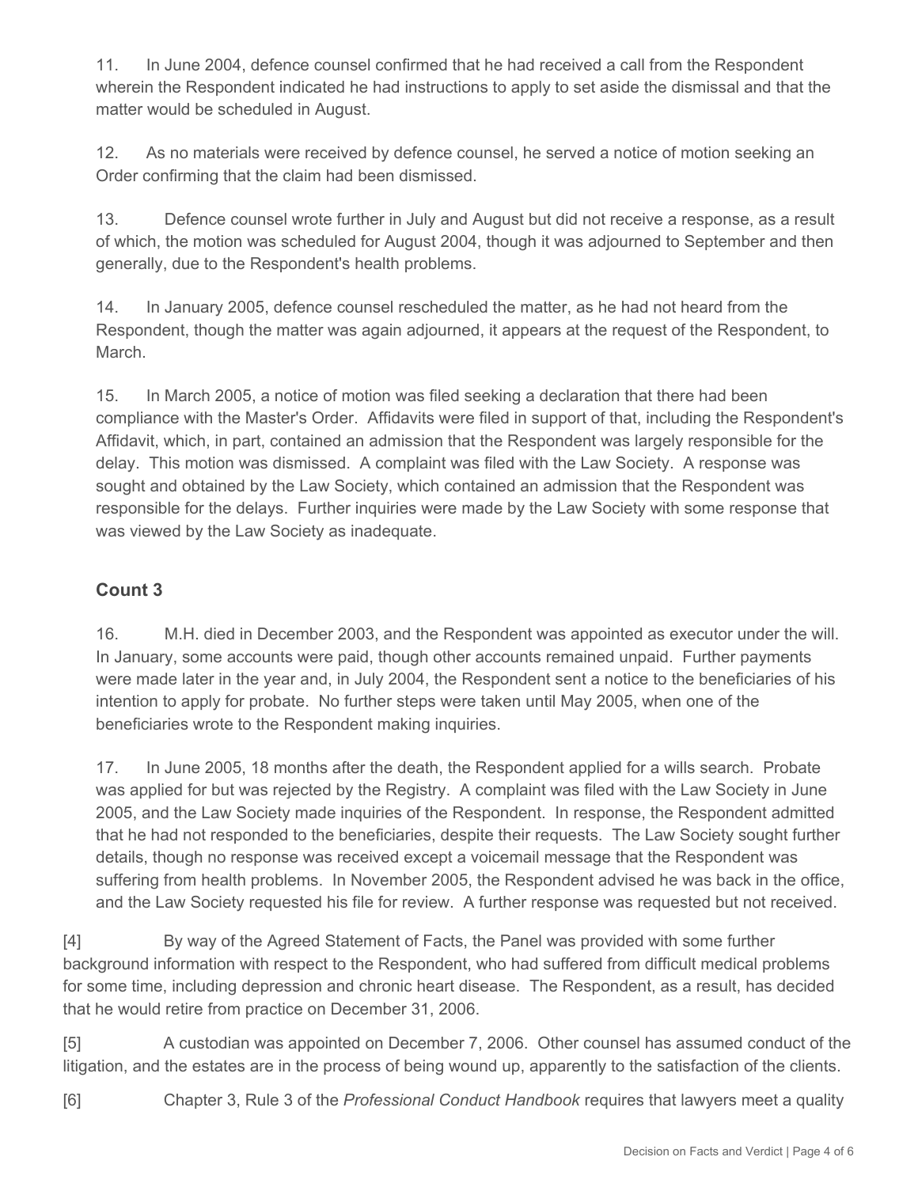11. In June 2004, defence counsel confirmed that he had received a call from the Respondent wherein the Respondent indicated he had instructions to apply to set aside the dismissal and that the matter would be scheduled in August.

12. As no materials were received by defence counsel, he served a notice of motion seeking an Order confirming that the claim had been dismissed.

13. Defence counsel wrote further in July and August but did not receive a response, as a result of which, the motion was scheduled for August 2004, though it was adjourned to September and then generally, due to the Respondent's health problems.

14. In January 2005, defence counsel rescheduled the matter, as he had not heard from the Respondent, though the matter was again adjourned, it appears at the request of the Respondent, to March.

15. In March 2005, a notice of motion was filed seeking a declaration that there had been compliance with the Master's Order. Affidavits were filed in support of that, including the Respondent's Affidavit, which, in part, contained an admission that the Respondent was largely responsible for the delay. This motion was dismissed. A complaint was filed with the Law Society. A response was sought and obtained by the Law Society, which contained an admission that the Respondent was responsible for the delays. Further inquiries were made by the Law Society with some response that was viewed by the Law Society as inadequate.

### Count 3

16. M.H. died in December 2003, and the Respondent was appointed as executor under the will. In January, some accounts were paid, though other accounts remained unpaid. Further payments were made later in the year and, in July 2004, the Respondent sent a notice to the beneficiaries of his intention to apply for probate. No further steps were taken until May 2005, when one of the beneficiaries wrote to the Respondent making inquiries.

17. In June 2005, 18 months after the death, the Respondent applied for a wills search. Probate was applied for but was rejected by the Registry. A complaint was filed with the Law Society in June 2005, and the Law Society made inquiries of the Respondent. In response, the Respondent admitted that he had not responded to the beneficiaries, despite their requests. The Law Society sought further details, though no response was received except a voicemail message that the Respondent was suffering from health problems. In November 2005, the Respondent advised he was back in the office, and the Law Society requested his file for review. A further response was requested but not received.

[4] By way of the Agreed Statement of Facts, the Panel was provided with some further background information with respect to the Respondent, who had suffered from difficult medical problems for some time, including depression and chronic heart disease. The Respondent, as a result, has decided that he would retire from practice on December 31, 2006.

[5] A custodian was appointed on December 7, 2006. Other counsel has assumed conduct of the litigation, and the estates are in the process of being wound up, apparently to the satisfaction of the clients.

[6] Chapter 3, Rule 3 of the *Professional Conduct Handbook* requires that lawyers meet a quality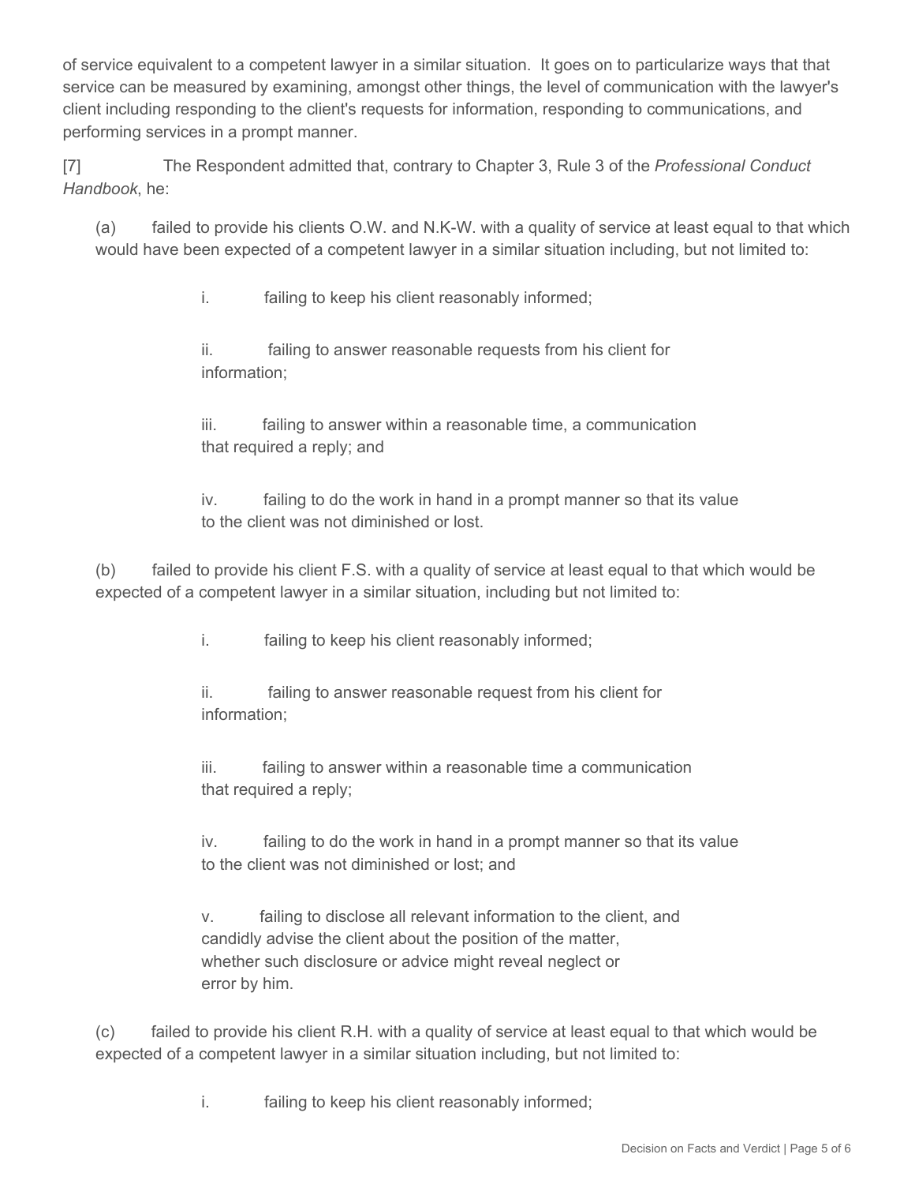of service equivalent to a competent lawyer in a similar situation. It goes on to particularize ways that that service can be measured by examining, amongst other things, the level of communication with the lawyer's client including responding to the client's requests for information, responding to communications, and performing services in a prompt manner.

[7] The Respondent admitted that, contrary to Chapter 3, Rule 3 of the *Professional Conduct Handbook*, he:

(a) failed to provide his clients O.W. and N.K-W. with a quality of service at least equal to that which would have been expected of a competent lawyer in a similar situation including, but not limited to:

i. failing to keep his client reasonably informed;

ii. failing to answer reasonable requests from his client for information;

iii. failing to answer within a reasonable time, a communication that required a reply; and

iv. failing to do the work in hand in a prompt manner so that its value to the client was not diminished or lost.

(b) failed to provide his client F.S. with a quality of service at least equal to that which would be expected of a competent lawyer in a similar situation, including but not limited to:

i. failing to keep his client reasonably informed;

ii. failing to answer reasonable request from his client for information;

iii. failing to answer within a reasonable time a communication that required a reply;

iv. failing to do the work in hand in a prompt manner so that its value to the client was not diminished or lost; and

v. failing to disclose all relevant information to the client, and candidly advise the client about the position of the matter, whether such disclosure or advice might reveal neglect or error by him.

(c) failed to provide his client R.H. with a quality of service at least equal to that which would be expected of a competent lawyer in a similar situation including, but not limited to:

i. failing to keep his client reasonably informed;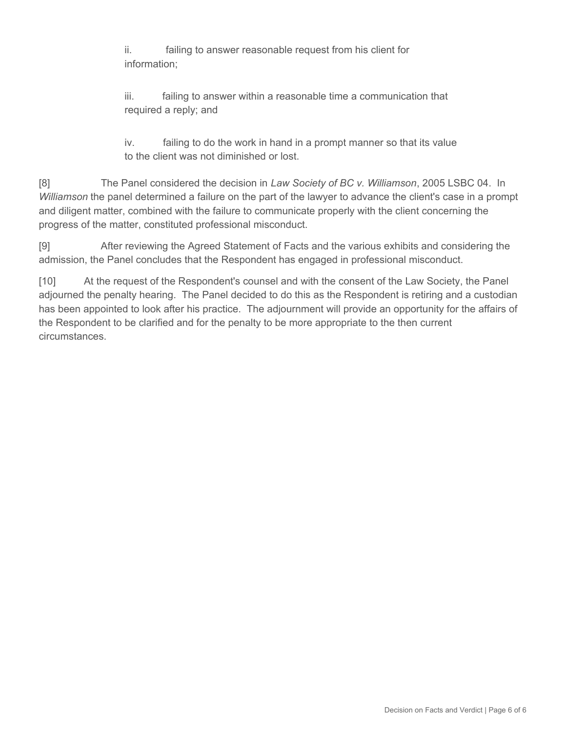ii. failing to answer reasonable request from his client for information;

iii. failing to answer within a reasonable time a communication that required a reply; and

iv. failing to do the work in hand in a prompt manner so that its value to the client was not diminished or lost.

[8] The Panel considered the decision in *Law Society of BC v. Williamson*, 2005 LSBC 04. In *Williamson* the panel determined a failure on the part of the lawyer to advance the client's case in a prompt and diligent matter, combined with the failure to communicate properly with the client concerning the progress of the matter, constituted professional misconduct.

[9] After reviewing the Agreed Statement of Facts and the various exhibits and considering the admission, the Panel concludes that the Respondent has engaged in professional misconduct.

[10] At the request of the Respondent's counsel and with the consent of the Law Society, the Panel adjourned the penalty hearing. The Panel decided to do this as the Respondent is retiring and a custodian has been appointed to look after his practice. The adjournment will provide an opportunity for the affairs of the Respondent to be clarified and for the penalty to be more appropriate to the then current circumstances.